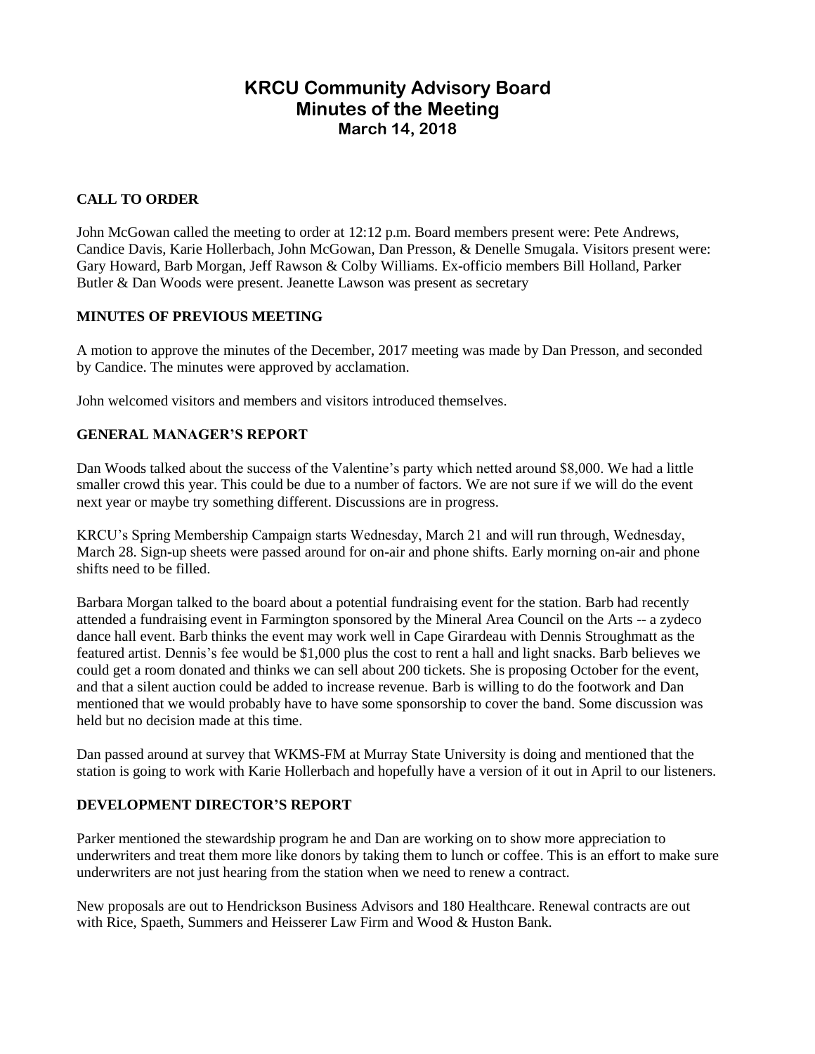# KRCU Community Advisory Board
## Minutes of the Meeting
### March 14, 2018

**CALL TO ORDER**

John McGowan called the meeting to order at 12:12 p.m. Board members present were: Pete Andrews, Candice Davis, Karie Hollerbach, John McGowan, Dan Presson, & Denelle Smugala. Visitors present were: Gary Howard, Barb Morgan, Jeff Rawson & Colby Williams. Ex-officio members Bill Holland, Parker Butler & Dan Woods were present. Jeanette Lawson was present as secretary

**MINUTES OF PREVIOUS MEETING**

A motion to approve the minutes of the December, 2017 meeting was made by Dan Presson, and seconded by Candice. The minutes were approved by acclamation.

John welcomed visitors and members and visitors introduced themselves.

**GENERAL MANAGER'S REPORT**

Dan Woods talked about the success of the Valentine's party which netted around $8,000. We had a little smaller crowd this year. This could be due to a number of factors. We are not sure if we will do the event next year or maybe try something different. Discussions are in progress.

KRCU's Spring Membership Campaign starts Wednesday, March 21 and will run through, Wednesday, March 28. Sign-up sheets were passed around for on-air and phone shifts. Early morning on-air and phone shifts need to be filled.

Barbara Morgan talked to the board about a potential fundraising event for the station. Barb had recently attended a fundraising event in Farmington sponsored by the Mineral Area Council on the Arts -- a zydeco dance hall event. Barb thinks the event may work well in Cape Girardeau with Dennis Stroughmatt as the featured artist. Dennis's fee would be $1,000 plus the cost to rent a hall and light snacks. Barb believes we could get a room donated and thinks we can sell about 200 tickets. She is proposing October for the event, and that a silent auction could be added to increase revenue. Barb is willing to do the footwork and Dan mentioned that we would probably have to have some sponsorship to cover the band. Some discussion was held but no decision made at this time.

Dan passed around at survey that WKMS-FM at Murray State University is doing and mentioned that the station is going to work with Karie Hollerbach and hopefully have a version of it out in April to our listeners.

**DEVELOPMENT DIRECTOR'S REPORT**

Parker mentioned the stewardship program he and Dan are working on to show more appreciation to underwriters and treat them more like donors by taking them to lunch or coffee. This is an effort to make sure underwriters are not just hearing from the station when we need to renew a contract.

New proposals are out to Hendrickson Business Advisors and 180 Healthcare. Renewal contracts are out with Rice, Spaeth, Summers and Heisserer Law Firm and Wood & Huston Bank.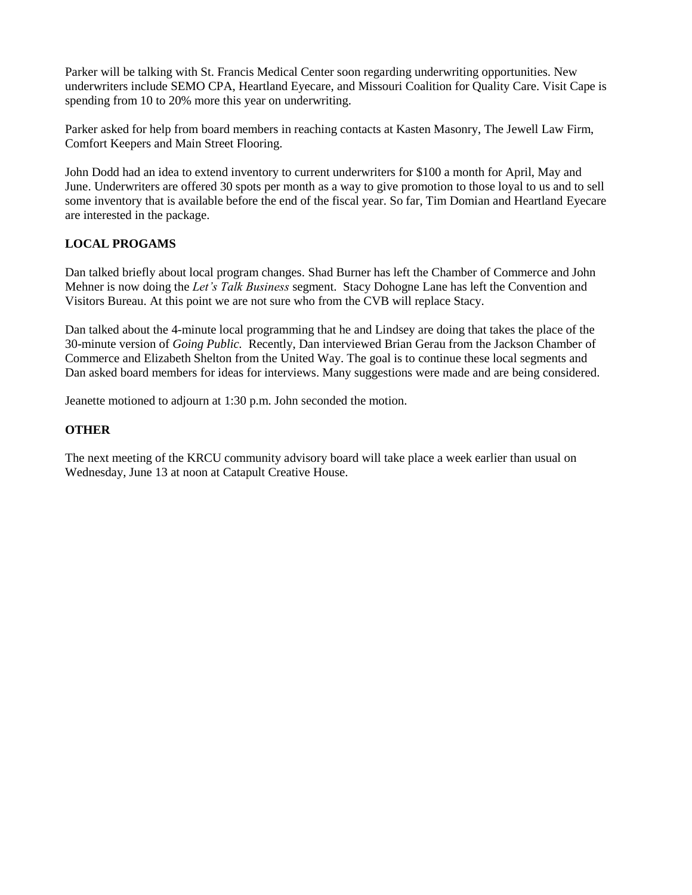Parker will be talking with St. Francis Medical Center soon regarding underwriting opportunities. New underwriters include SEMO CPA, Heartland Eyecare, and Missouri Coalition for Quality Care. Visit Cape is spending from 10 to 20% more this year on underwriting.

Parker asked for help from board members in reaching contacts at Kasten Masonry, The Jewell Law Firm, Comfort Keepers and Main Street Flooring.

John Dodd had an idea to extend inventory to current underwriters for $100 a month for April, May and June. Underwriters are offered 30 spots per month as a way to give promotion to those loyal to us and to sell some inventory that is available before the end of the fiscal year. So far, Tim Domian and Heartland Eyecare are interested in the package.

**LOCAL PROGAMS**

Dan talked briefly about local program changes. Shad Burner has left the Chamber of Commerce and John Mehner is now doing the *Let's Talk Business* segment. Stacy Dohogne Lane has left the Convention and Visitors Bureau. At this point we are not sure who from the CVB will replace Stacy.

Dan talked about the 4-minute local programming that he and Lindsey are doing that takes the place of the 30-minute version of *Going Public.* Recently, Dan interviewed Brian Gerau from the Jackson Chamber of Commerce and Elizabeth Shelton from the United Way. The goal is to continue these local segments and Dan asked board members for ideas for interviews. Many suggestions were made and are being considered.

Jeanette motioned to adjourn at 1:30 p.m. John seconded the motion.

**OTHER**

The next meeting of the KRCU community advisory board will take place a week earlier than usual on Wednesday, June 13 at noon at Catapult Creative House.